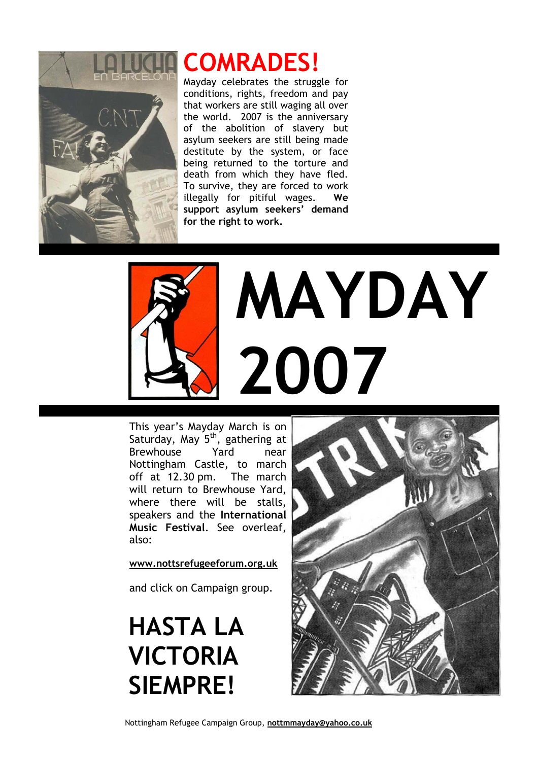# COMRADES!

Mayday celebrates the struggle for conditions, rights, freedom and pay that workers are still waging all over the world. 2007 is the anniversary of the abolition of slavery but asylum seekers are still being made destitute by the system, or face being returned to the torture and death from which they have fled. To survive, they are forced to work illegally for pitiful wages. **We support asylum seekers' demand for the right to work.**

# MAYDAY 2007

This year's Mayday March is on Saturday, May 5th, gathering at Brewhouse Yard near Nottingham Castle, to march off at 12.30 pm. The march will return to Brewhouse Yard, where there will be stalls, speakers and the **International Music Festival**. See overleaf, also:

**www.nottsrefugeeforum.org.uk**

and click on Campaign group.

## HASTA LA VICTORIA SIEMPRE!

Nottingham Refugee Campaign Group, **nottmmayday@yahoo.co.uk**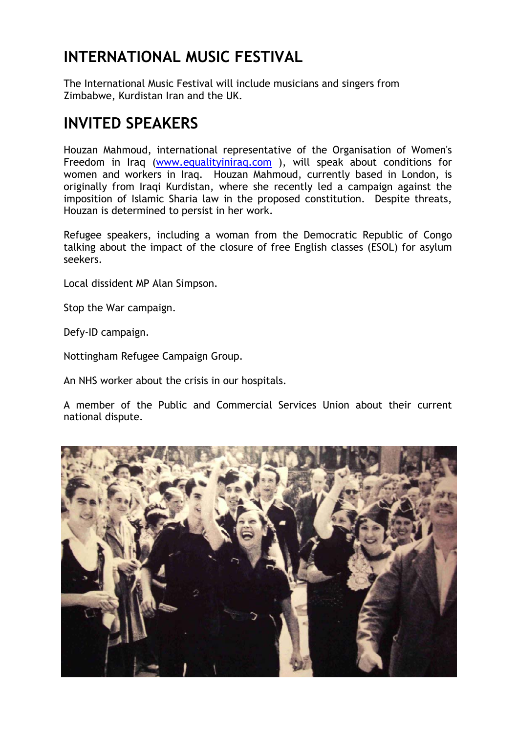## INTERNATIONAL MUSIC FESTIVAL

The International Music Festival will include musicians and singers from Zimbabwe, Kurdistan Iran and the UK.

## INVITED SPEAKERS

Houzan Mahmoud, international representative of the Organisation of Women's Freedom in Iraq (www.equalityiniraq.com ), will speak about conditions for women and workers in Iraq. Houzan Mahmoud, currently based in London, is originally from Iraqi Kurdistan, where she recently led a campaign against the imposition of Islamic Sharia law in the proposed constitution. Despite threats, Houzan is determined to persist in her work.

Refugee speakers, including a woman from the Democratic Republic of Congo talking about the impact of the closure of free English classes (ESOL) for asylum seekers.

Local dissident MP Alan Simpson.

Stop the War campaign.

Defy-ID campaign.

Nottingham Refugee Campaign Group.

An NHS worker about the crisis in our hospitals.

A member of the Public and Commercial Services Union about their current national dispute.